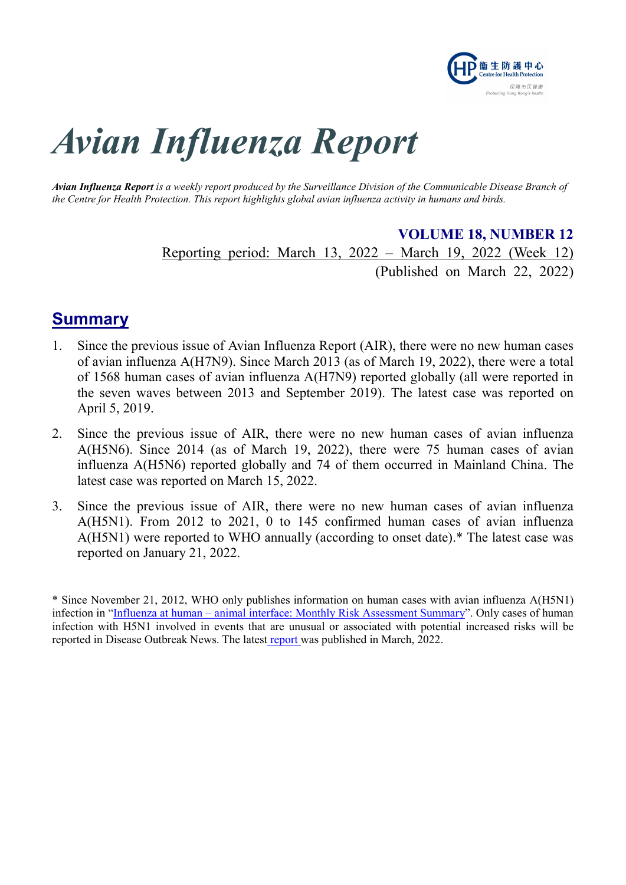# *Avian Influenza Report*

***Avian Influenza Report** is a weekly report produced by the Surveillance Division of the Communicable Disease Branch of the Centre for Health Protection. This report highlights global avian influenza activity in humans and birds.*

**VOLUME 18, NUMBER 12**

Reporting period: March 13, 2022 – March 19, 2022 (Week 12)

(Published on March 22, 2022)

## Summary

1. Since the previous issue of Avian Influenza Report (AIR), there were no new human cases of avian influenza A(H7N9). Since March 2013 (as of March 19, 2022), there were a total of 1568 human cases of avian influenza A(H7N9) reported globally (all were reported in the seven waves between 2013 and September 2019). The latest case was reported on April 5, 2019.

2. Since the previous issue of AIR, there were no new human cases of avian influenza A(H5N6). Since 2014 (as of March 19, 2022), there were 75 human cases of avian influenza A(H5N6) reported globally and 74 of them occurred in Mainland China. The latest case was reported on March 15, 2022.

3. Since the previous issue of AIR, there were no new human cases of avian influenza A(H5N1). From 2012 to 2021, 0 to 145 confirmed human cases of avian influenza A(H5N1) were reported to WHO annually (according to onset date).* The latest case was reported on January 21, 2022.

* Since November 21, 2012, WHO only publishes information on human cases with avian influenza A(H5N1) infection in "Influenza at human – animal interface: Monthly Risk Assessment Summary". Only cases of human infection with H5N1 involved in events that are unusual or associated with potential increased risks will be reported in Disease Outbreak News. The latest report was published in March, 2022.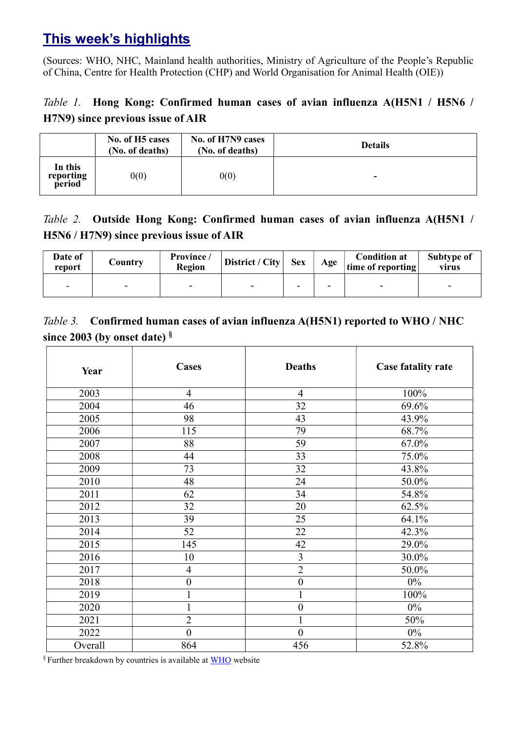## This week's highlights

(Sources: WHO, NHC, Mainland health authorities, Ministry of Agriculture of the People's Republic of China, Centre for Health Protection (CHP) and World Organisation for Animal Health (OIE))

*Table 1.* **Hong Kong: Confirmed human cases of avian influenza A(H5N1 / H5N6 / H7N9) since previous issue of AIR**

| | No. of H5 cases (No. of deaths) | No. of H7N9 cases (No. of deaths) | Details |
|---|---|---|---|
| **In this reporting period** | 0(0) | 0(0) | - |

*Table 2.* **Outside Hong Kong: Confirmed human cases of avian influenza A(H5N1 / H5N6 / H7N9) since previous issue of AIR**

| Date of report | Country | Province / Region | District / City | Sex | Age | Condition at time of reporting | Subtype of virus |
|---|---|---|---|---|---|---|---|
| - | - | - | - | - | - | - | - |

*Table 3.* **Confirmed human cases of avian influenza A(H5N1) reported to WHO / NHC since 2003 (by onset date)** [§]

| Year | Cases | Deaths | Case fatality rate |
|---|---|---|---|
| 2003 | 4 | 4 | 100% |
| 2004 | 46 | 32 | 69.6% |
| 2005 | 98 | 43 | 43.9% |
| 2006 | 115 | 79 | 68.7% |
| 2007 | 88 | 59 | 67.0% |
| 2008 | 44 | 33 | 75.0% |
| 2009 | 73 | 32 | 43.8% |
| 2010 | 48 | 24 | 50.0% |
| 2011 | 62 | 34 | 54.8% |
| 2012 | 32 | 20 | 62.5% |
| 2013 | 39 | 25 | 64.1% |
| 2014 | 52 | 22 | 42.3% |
| 2015 | 145 | 42 | 29.0% |
| 2016 | 10 | 3 | 30.0% |
| 2017 | 4 | 2 | 50.0% |
| 2018 | 0 | 0 | 0% |
| 2019 | 1 | 1 | 100% |
| 2020 | 1 | 0 | 0% |
| 2021 | 2 | 1 | 50% |
| 2022 | 0 | 0 | 0% |
| Overall | 864 | 456 | 52.8% |

[§] Further breakdown by countries is available at WHO website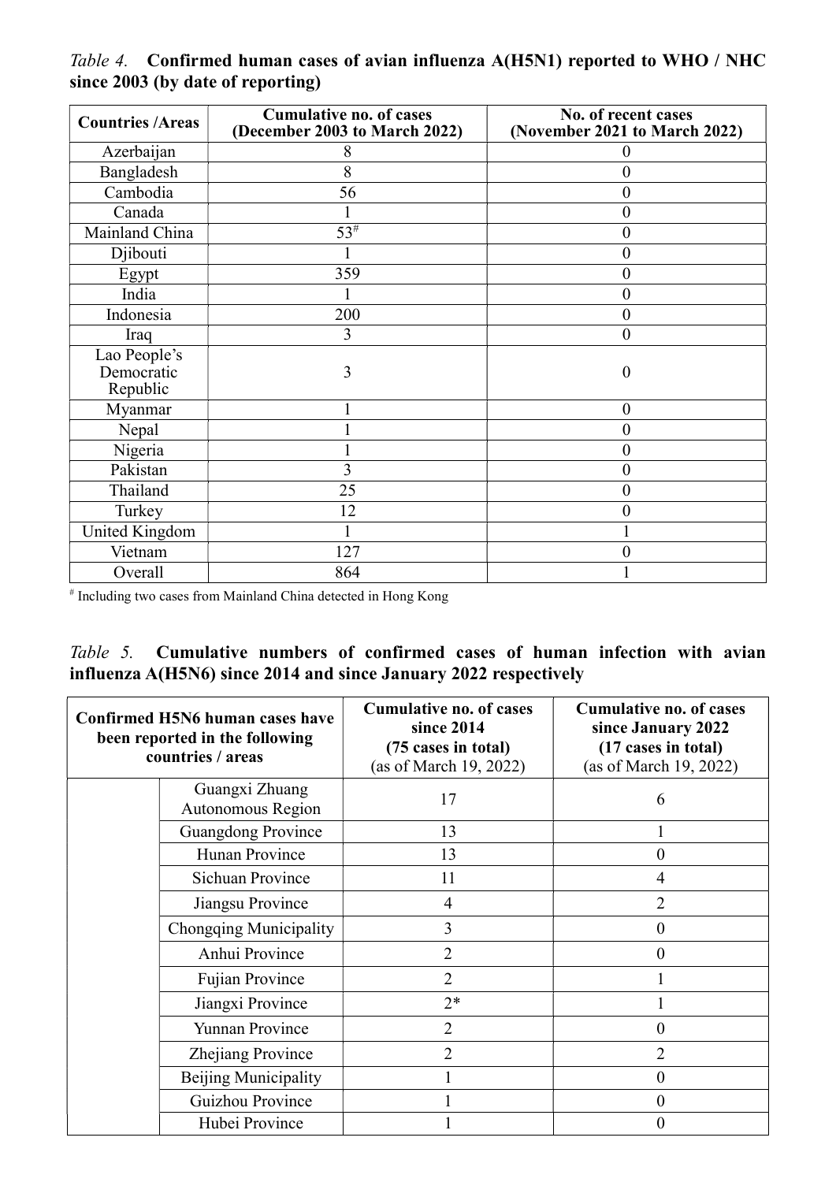*Table 4.* **Confirmed human cases of avian influenza A(H5N1) reported to WHO / NHC since 2003 (by date of reporting)**

| Countries /Areas | Cumulative no. of cases (December 2003 to March 2022) | No. of recent cases (November 2021 to March 2022) |
|---|---|---|
| Azerbaijan | 8 | 0 |
| Bangladesh | 8 | 0 |
| Cambodia | 56 | 0 |
| Canada | 1 | 0 |
| Mainland China | 53# | 0 |
| Djibouti | 1 | 0 |
| Egypt | 359 | 0 |
| India | 1 | 0 |
| Indonesia | 200 | 0 |
| Iraq | 3 | 0 |
| Lao People's Democratic Republic | 3 | 0 |
| Myanmar | 1 | 0 |
| Nepal | 1 | 0 |
| Nigeria | 1 | 0 |
| Pakistan | 3 | 0 |
| Thailand | 25 | 0 |
| Turkey | 12 | 0 |
| United Kingdom | 1 | 1 |
| Vietnam | 127 | 0 |
| Overall | 864 | 1 |

# Including two cases from Mainland China detected in Hong Kong

*Table 5.* **Cumulative numbers of confirmed cases of human infection with avian influenza A(H5N6) since 2014 and since January 2022 respectively**

| Confirmed H5N6 human cases have been reported in the following countries / areas | | Cumulative no. of cases since 2014 (75 cases in total) (as of March 19, 2022) | Cumulative no. of cases since January 2022 (17 cases in total) (as of March 19, 2022) |
|---|---|---|---|
| | Guangxi Zhuang Autonomous Region | 17 | 6 |
| | Guangdong Province | 13 | 1 |
| | Hunan Province | 13 | 0 |
| | Sichuan Province | 11 | 4 |
| | Jiangsu Province | 4 | 2 |
| | Chongqing Municipality | 3 | 0 |
| | Anhui Province | 2 | 0 |
| | Fujian Province | 2 | 1 |
| | Jiangxi Province | 2* | 1 |
| | Yunnan Province | 2 | 0 |
| | Zhejiang Province | 2 | 2 |
| | Beijing Municipality | 1 | 0 |
| | Guizhou Province | 1 | 0 |
| | Hubei Province | 1 | 0 |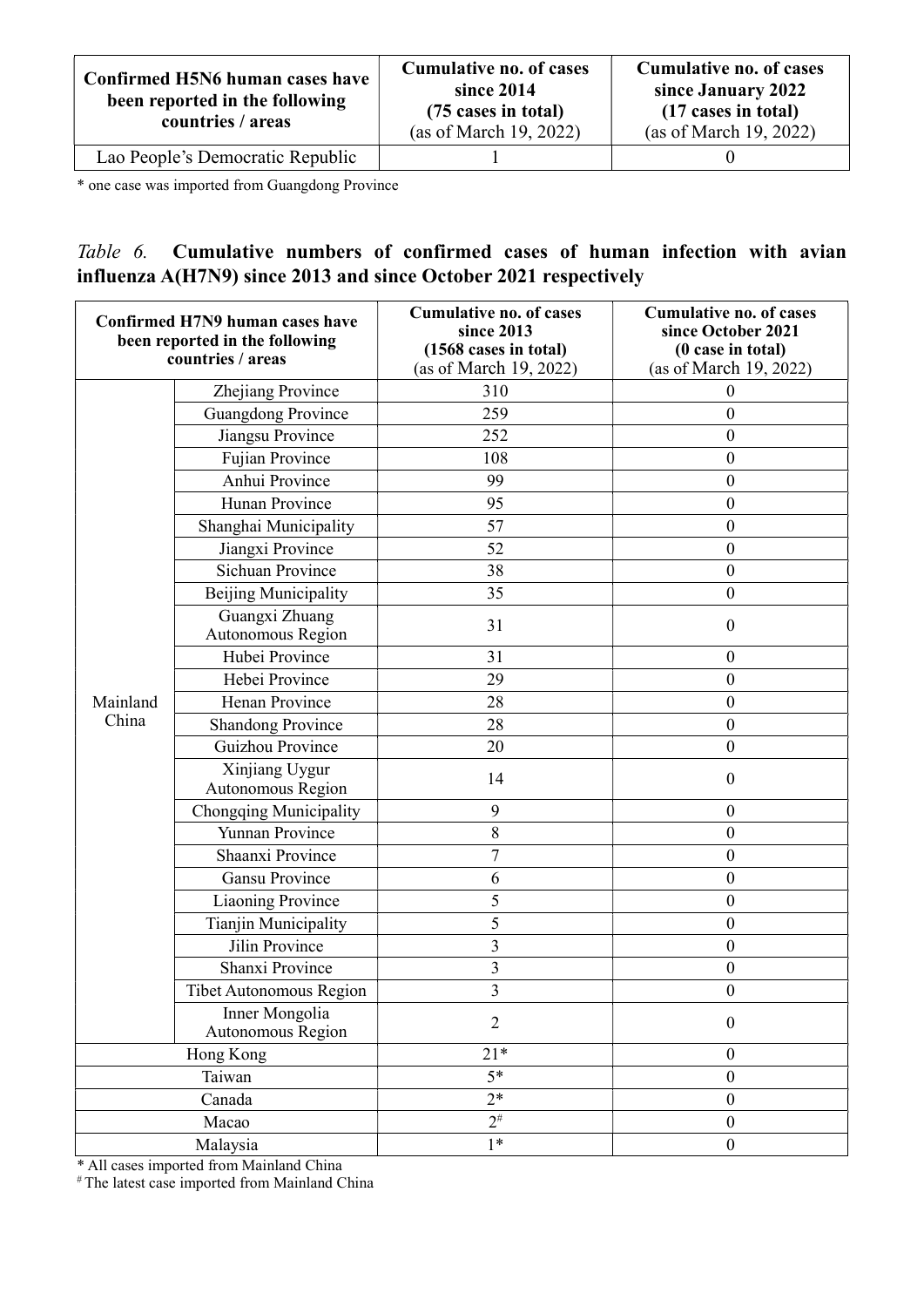| Confirmed H5N6 human cases have been reported in the following countries / areas | Cumulative no. of cases since 2014 (75 cases in total) (as of March 19, 2022) | Cumulative no. of cases since January 2022 (17 cases in total) (as of March 19, 2022) |
|---|---|---|
| Lao People's Democratic Republic | 1 | 0 |

* one case was imported from Guangdong Province

*Table 6.* **Cumulative numbers of confirmed cases of human infection with avian influenza A(H7N9) since 2013 and since October 2021 respectively**

| Confirmed H7N9 human cases have been reported in the following countries / areas | | Cumulative no. of cases since 2013 (1568 cases in total) (as of March 19, 2022) | Cumulative no. of cases since October 2021 (0 case in total) (as of March 19, 2022) |
|---|---|---|---|
| Mainland China | Zhejiang Province | 310 | 0 |
| | Guangdong Province | 259 | 0 |
| | Jiangsu Province | 252 | 0 |
| | Fujian Province | 108 | 0 |
| | Anhui Province | 99 | 0 |
| | Hunan Province | 95 | 0 |
| | Shanghai Municipality | 57 | 0 |
| | Jiangxi Province | 52 | 0 |
| | Sichuan Province | 38 | 0 |
| | Beijing Municipality | 35 | 0 |
| | Guangxi Zhuang Autonomous Region | 31 | 0 |
| | Hubei Province | 31 | 0 |
| | Hebei Province | 29 | 0 |
| | Henan Province | 28 | 0 |
| | Shandong Province | 28 | 0 |
| | Guizhou Province | 20 | 0 |
| | Xinjiang Uygur Autonomous Region | 14 | 0 |
| | Chongqing Municipality | 9 | 0 |
| | Yunnan Province | 8 | 0 |
| | Shaanxi Province | 7 | 0 |
| | Gansu Province | 6 | 0 |
| | Liaoning Province | 5 | 0 |
| | Tianjin Municipality | 5 | 0 |
| | Jilin Province | 3 | 0 |
| | Shanxi Province | 3 | 0 |
| | Tibet Autonomous Region | 3 | 0 |
| | Inner Mongolia Autonomous Region | 2 | 0 |
| Hong Kong | | 21* | 0 |
| Taiwan | | 5* | 0 |
| Canada | | 2* | 0 |
| Macao | | 2# | 0 |
| Malaysia | | 1* | 0 |

* All cases imported from Mainland China

# The latest case imported from Mainland China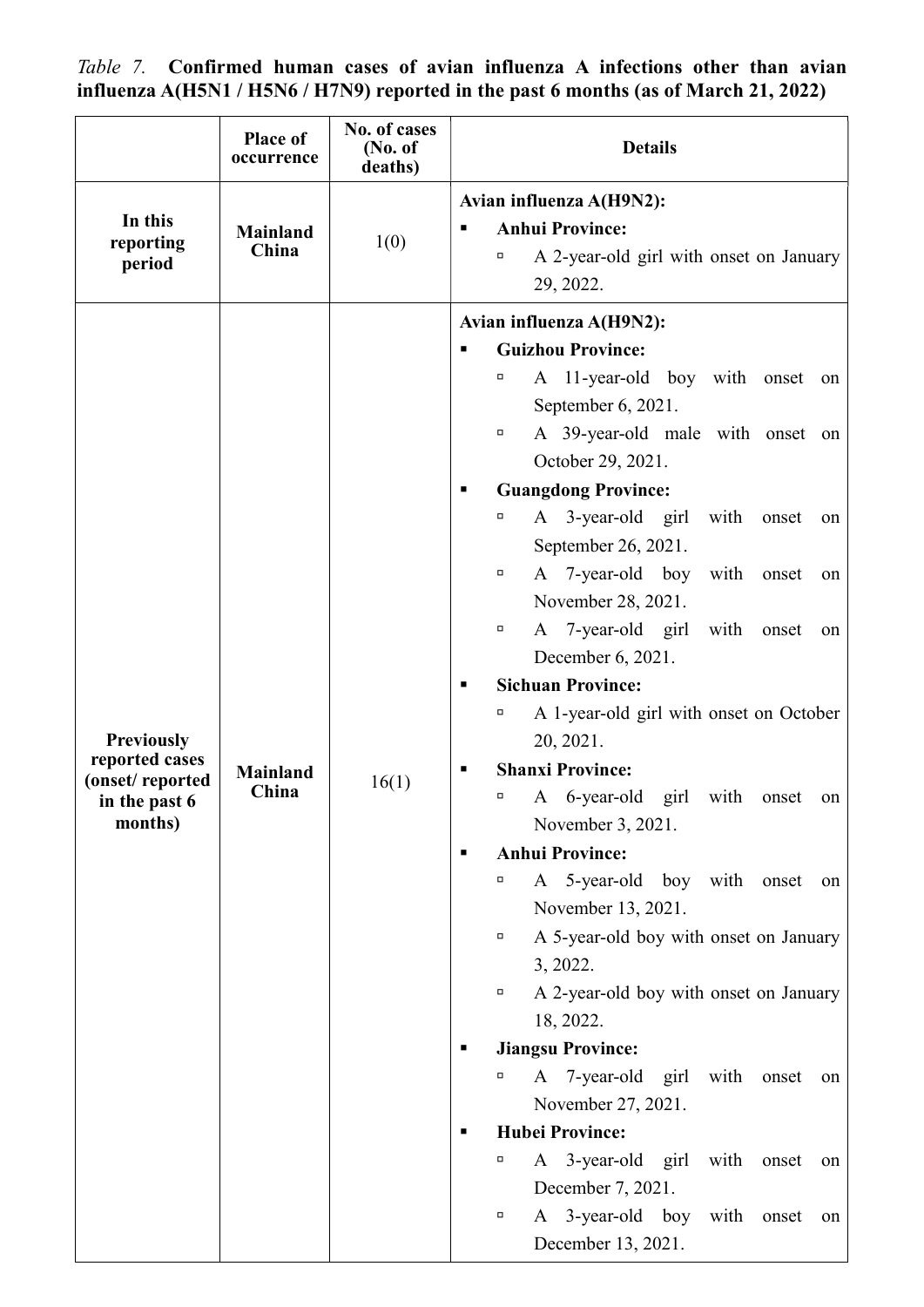*Table 7.* **Confirmed human cases of avian influenza A infections other than avian influenza A(H5N1 / H5N6 / H7N9) reported in the past 6 months (as of March 21, 2022)**

| | Place of occurrence | No. of cases (No. of deaths) | Details |
|---|---|---|---|
| **In this reporting period** | **Mainland China** | 1(0) | **Avian influenza A(H9N2):**<br>▪ **Anhui Province:**<br>▫ A 2-year-old girl with onset on January 29, 2022. |
| **Previously reported cases (onset/ reported in the past 6 months)** | **Mainland China** | 16(1) | **Avian influenza A(H9N2):**<br>▪ **Guizhou Province:**<br>▫ A 11-year-old boy with onset on September 6, 2021.<br>▫ A 39-year-old male with onset on October 29, 2021.<br>▪ **Guangdong Province:**<br>▫ A 3-year-old girl with onset on September 26, 2021.<br>▫ A 7-year-old boy with onset on November 28, 2021.<br>▫ A 7-year-old girl with onset on December 6, 2021.<br>▪ **Sichuan Province:**<br>▫ A 1-year-old girl with onset on October 20, 2021.<br>▪ **Shanxi Province:**<br>▫ A 6-year-old girl with onset on November 3, 2021.<br>▪ **Anhui Province:**<br>▫ A 5-year-old boy with onset on November 13, 2021.<br>▫ A 5-year-old boy with onset on January 3, 2022.<br>▫ A 2-year-old boy with onset on January 18, 2022.<br>▪ **Jiangsu Province:**<br>▫ A 7-year-old girl with onset on November 27, 2021.<br>▪ **Hubei Province:**<br>▫ A 3-year-old girl with onset on December 7, 2021.<br>▫ A 3-year-old boy with onset on December 13, 2021. |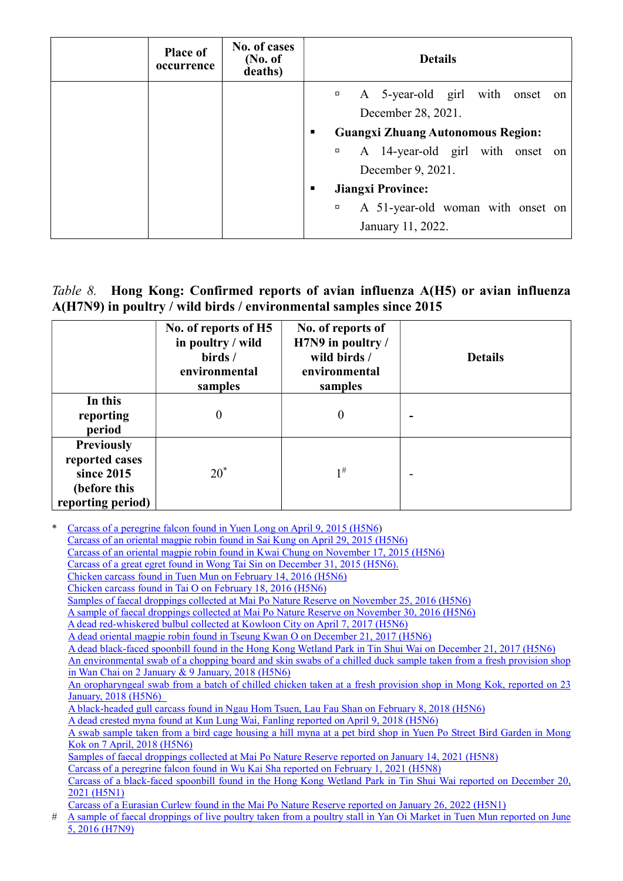| | Place of occurrence | No. of cases (No. of deaths) | Details |
|---|---|---|---|
| | | | ▫ A 5-year-old girl with onset on December 28, 2021. ▪ **Guangxi Zhuang Autonomous Region:** ▫ A 14-year-old girl with onset on December 9, 2021. ▪ **Jiangxi Province:** ▫ A 51-year-old woman with onset on January 11, 2022. |

*Table 8.* **Hong Kong: Confirmed reports of avian influenza A(H5) or avian influenza A(H7N9) in poultry / wild birds / environmental samples since 2015**

| | No. of reports of H5 in poultry / wild birds / environmental samples | No. of reports of H7N9 in poultry / wild birds / environmental samples | Details |
|---|---|---|---|
| **In this reporting period** | 0 | 0 | - |
| **Previously reported cases since 2015 (before this reporting period)** | 20* | 1# | - |

\* Carcass of a peregrine falcon found in Yuen Long on April 9, 2015 (H5N6)
Carcass of an oriental magpie robin found in Sai Kung on April 29, 2015 (H5N6)
Carcass of an oriental magpie robin found in Kwai Chung on November 17, 2015 (H5N6)
Carcass of a great egret found in Wong Tai Sin on December 31, 2015 (H5N6).
Chicken carcass found in Tuen Mun on February 14, 2016 (H5N6)
Chicken carcass found in Tai O on February 18, 2016 (H5N6)
Samples of faecal droppings collected at Mai Po Nature Reserve on November 25, 2016 (H5N6)
A sample of faecal droppings collected at Mai Po Nature Reserve on November 30, 2016 (H5N6)
A dead red-whiskered bulbul collected at Kowloon City on April 7, 2017 (H5N6)
A dead oriental magpie robin found in Tseung Kwan O on December 21, 2017 (H5N6)
A dead black-faced spoonbill found in the Hong Kong Wetland Park in Tin Shui Wai on December 21, 2017 (H5N6)
An environmental swab of a chopping board and skin swabs of a chilled duck sample taken from a fresh provision shop in Wan Chai on 2 January & 9 January, 2018 (H5N6)
An oropharyngeal swab from a batch of chilled chicken taken at a fresh provision shop in Mong Kok, reported on 23 January, 2018 (H5N6)
A black-headed gull carcass found in Ngau Hom Tsuen, Lau Fau Shan on February 8, 2018 (H5N6)
A dead crested myna found at Kun Lung Wai, Fanling reported on April 9, 2018 (H5N6)
A swab sample taken from a bird cage housing a hill myna at a pet bird shop in Yuen Po Street Bird Garden in Mong Kok on 7 April, 2018 (H5N6)
Samples of faecal droppings collected at Mai Po Nature Reserve reported on January 14, 2021 (H5N8)
Carcass of a peregrine falcon found in Wu Kai Sha reported on February 1, 2021 (H5N8)
Carcass of a black-faced spoonbill found in the Hong Kong Wetland Park in Tin Shui Wai reported on December 20, 2021 (H5N1)
Carcass of a Eurasian Curlew found in the Mai Po Nature Reserve reported on January 26, 2022 (H5N1)

\# A sample of faecal droppings of live poultry taken from a poultry stall in Yan Oi Market in Tuen Mun reported on June 5, 2016 (H7N9)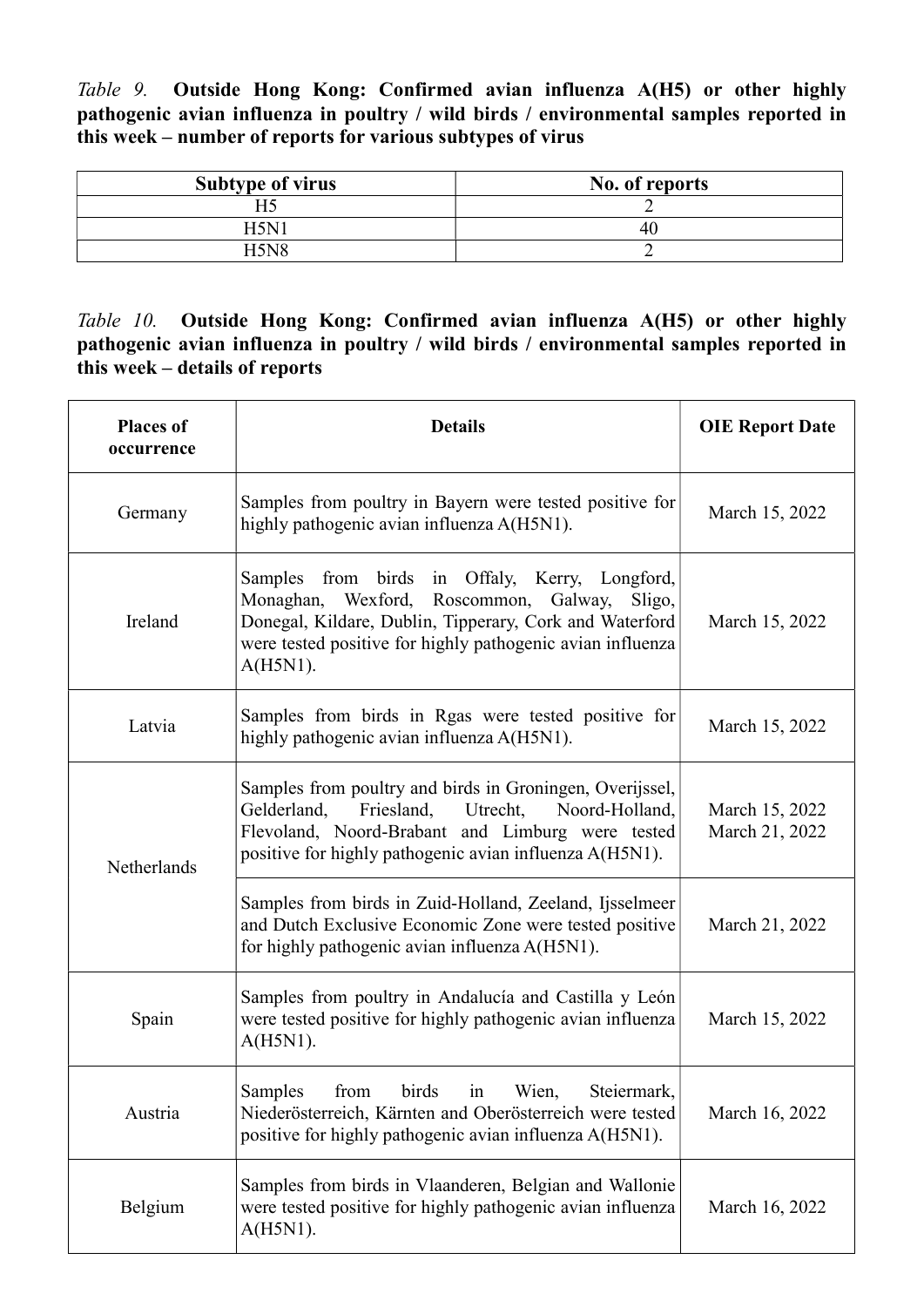*Table 9.* **Outside Hong Kong: Confirmed avian influenza A(H5) or other highly pathogenic avian influenza in poultry / wild birds / environmental samples reported in this week – number of reports for various subtypes of virus**

| Subtype of virus | No. of reports |
|---|---|
| H5 | 2 |
| H5N1 | 40 |
| H5N8 | 2 |

*Table 10.* **Outside Hong Kong: Confirmed avian influenza A(H5) or other highly pathogenic avian influenza in poultry / wild birds / environmental samples reported in this week – details of reports**

| Places of occurrence | Details | OIE Report Date |
|---|---|---|
| Germany | Samples from poultry in Bayern were tested positive for highly pathogenic avian influenza A(H5N1). | March 15, 2022 |
| Ireland | Samples from birds in Offaly, Kerry, Longford, Monaghan, Wexford, Roscommon, Galway, Sligo, Donegal, Kildare, Dublin, Tipperary, Cork and Waterford were tested positive for highly pathogenic avian influenza A(H5N1). | March 15, 2022 |
| Latvia | Samples from birds in Rgas were tested positive for highly pathogenic avian influenza A(H5N1). | March 15, 2022 |
| Netherlands | Samples from poultry and birds in Groningen, Overijssel, Gelderland, Friesland, Utrecht, Noord-Holland, Flevoland, Noord-Brabant and Limburg were tested positive for highly pathogenic avian influenza A(H5N1). | March 15, 2022<br>March 21, 2022 |
| | Samples from birds in Zuid-Holland, Zeeland, Ijsselmeer and Dutch Exclusive Economic Zone were tested positive for highly pathogenic avian influenza A(H5N1). | March 21, 2022 |
| Spain | Samples from poultry in Andalucía and Castilla y León were tested positive for highly pathogenic avian influenza A(H5N1). | March 15, 2022 |
| Austria | Samples from birds in Wien, Steiermark, Niederösterreich, Kärnten and Oberösterreich were tested positive for highly pathogenic avian influenza A(H5N1). | March 16, 2022 |
| Belgium | Samples from birds in Vlaanderen, Belgian and Wallonie were tested positive for highly pathogenic avian influenza A(H5N1). | March 16, 2022 |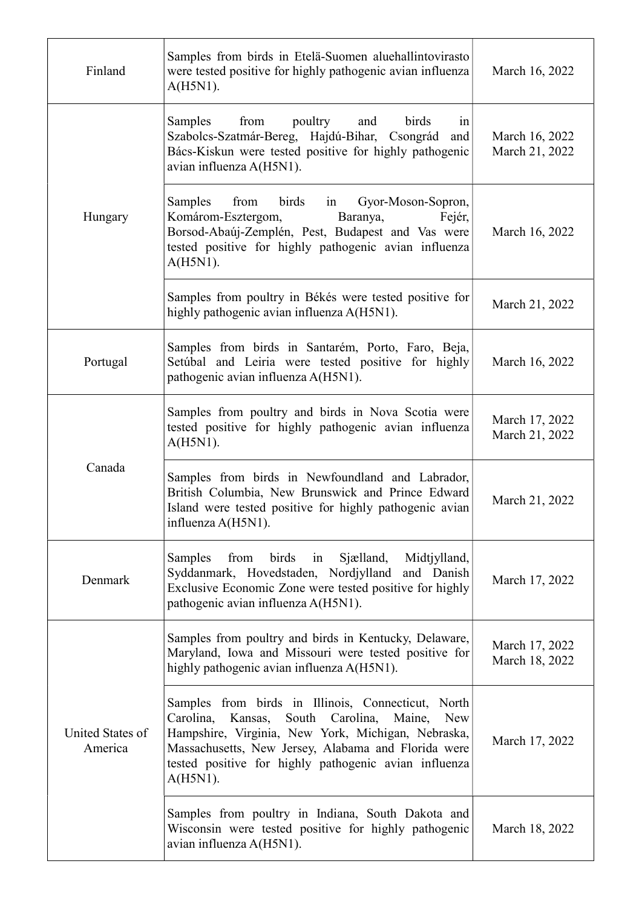| | | |
|---|---|---|
| Finland | Samples from birds in Etelä-Suomen aluehallintovirasto were tested positive for highly pathogenic avian influenza A(H5N1). | March 16, 2022 |
| Hungary | Samples from poultry and birds in Szabolcs-Szatmár-Bereg, Hajdú-Bihar, Csongrád and Bács-Kiskun were tested positive for highly pathogenic avian influenza A(H5N1). | March 16, 2022<br>March 21, 2022 |
| | Samples from birds in Gyor-Moson-Sopron, Komárom-Esztergom, Baranya, Fejér, Borsod-Abaúj-Zemplén, Pest, Budapest and Vas were tested positive for highly pathogenic avian influenza A(H5N1). | March 16, 2022 |
| | Samples from poultry in Békés were tested positive for highly pathogenic avian influenza A(H5N1). | March 21, 2022 |
| Portugal | Samples from birds in Santarém, Porto, Faro, Beja, Setúbal and Leiria were tested positive for highly pathogenic avian influenza A(H5N1). | March 16, 2022 |
| Canada | Samples from poultry and birds in Nova Scotia were tested positive for highly pathogenic avian influenza A(H5N1). | March 17, 2022<br>March 21, 2022 |
| | Samples from birds in Newfoundland and Labrador, British Columbia, New Brunswick and Prince Edward Island were tested positive for highly pathogenic avian influenza A(H5N1). | March 21, 2022 |
| Denmark | Samples from birds in Sjælland, Midtjylland, Syddanmark, Hovedstaden, Nordjylland and Danish Exclusive Economic Zone were tested positive for highly pathogenic avian influenza A(H5N1). | March 17, 2022 |
| United States of America | Samples from poultry and birds in Kentucky, Delaware, Maryland, Iowa and Missouri were tested positive for highly pathogenic avian influenza A(H5N1). | March 17, 2022<br>March 18, 2022 |
| | Samples from birds in Illinois, Connecticut, North Carolina, Kansas, South Carolina, Maine, New Hampshire, Virginia, New York, Michigan, Nebraska, Massachusetts, New Jersey, Alabama and Florida were tested positive for highly pathogenic avian influenza A(H5N1). | March 17, 2022 |
| | Samples from poultry in Indiana, South Dakota and Wisconsin were tested positive for highly pathogenic avian influenza A(H5N1). | March 18, 2022 |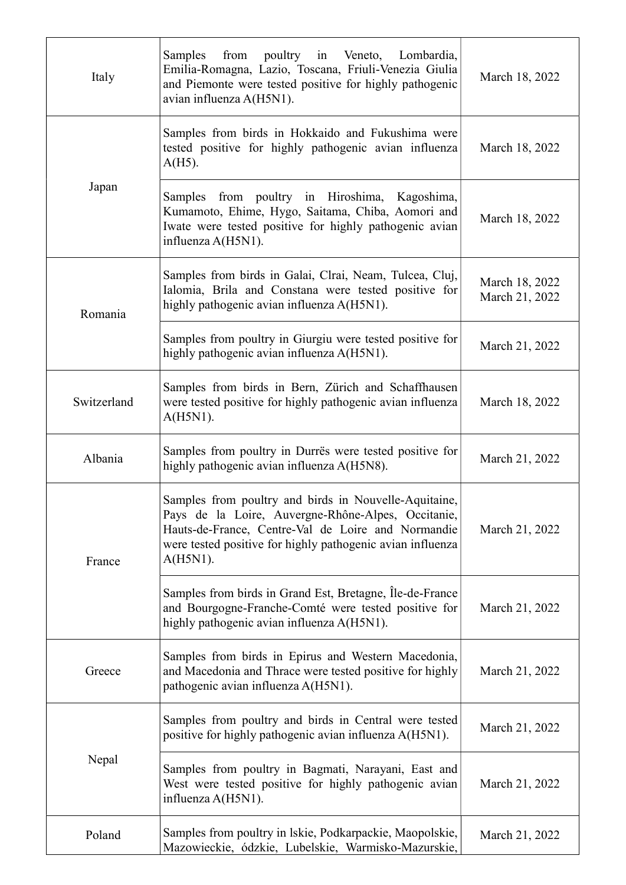| | | |
|---|---|---|
| Italy | Samples from poultry in Veneto, Lombardia, Emilia-Romagna, Lazio, Toscana, Friuli-Venezia Giulia and Piemonte were tested positive for highly pathogenic avian influenza A(H5N1). | March 18, 2022 |
| Japan | Samples from birds in Hokkaido and Fukushima were tested positive for highly pathogenic avian influenza A(H5). | March 18, 2022 |
| | Samples from poultry in Hiroshima, Kagoshima, Kumamoto, Ehime, Hygo, Saitama, Chiba, Aomori and Iwate were tested positive for highly pathogenic avian influenza A(H5N1). | March 18, 2022 |
| Romania | Samples from birds in Galai, Clrai, Neam, Tulcea, Cluj, Ialomia, Brila and Constana were tested positive for highly pathogenic avian influenza A(H5N1). | March 18, 2022<br>March 21, 2022 |
| | Samples from poultry in Giurgiu were tested positive for highly pathogenic avian influenza A(H5N1). | March 21, 2022 |
| Switzerland | Samples from birds in Bern, Zürich and Schaffhausen were tested positive for highly pathogenic avian influenza A(H5N1). | March 18, 2022 |
| Albania | Samples from poultry in Durrës were tested positive for highly pathogenic avian influenza A(H5N8). | March 21, 2022 |
| France | Samples from poultry and birds in Nouvelle-Aquitaine, Pays de la Loire, Auvergne-Rhône-Alpes, Occitanie, Hauts-de-France, Centre-Val de Loire and Normandie were tested positive for highly pathogenic avian influenza A(H5N1). | March 21, 2022 |
| | Samples from birds in Grand Est, Bretagne, Île-de-France and Bourgogne-Franche-Comté were tested positive for highly pathogenic avian influenza A(H5N1). | March 21, 2022 |
| Greece | Samples from birds in Epirus and Western Macedonia, and Macedonia and Thrace were tested positive for highly pathogenic avian influenza A(H5N1). | March 21, 2022 |
| Nepal | Samples from poultry and birds in Central were tested positive for highly pathogenic avian influenza A(H5N1). | March 21, 2022 |
| | Samples from poultry in Bagmati, Narayani, East and West were tested positive for highly pathogenic avian influenza A(H5N1). | March 21, 2022 |
| Poland | Samples from poultry in lskie, Podkarpackie, Maopolskie, Mazowieckie, ódzkie, Lubelskie, Warmisko-Mazurskie, | March 21, 2022 |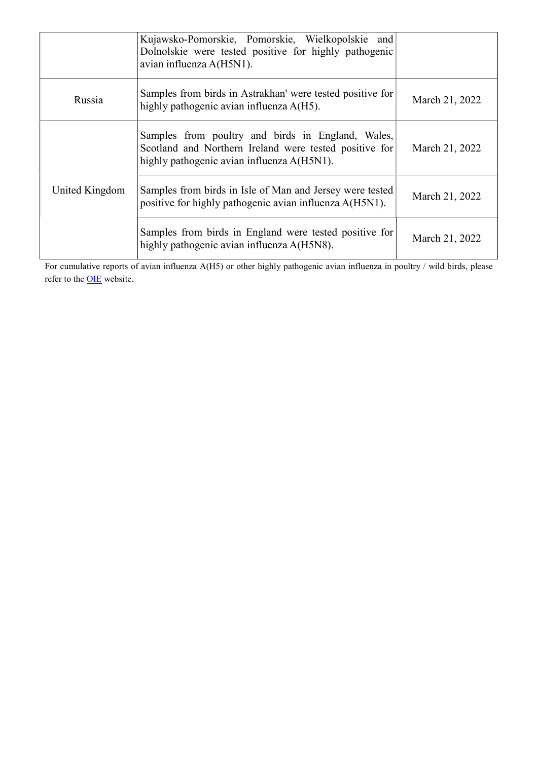| | | |
|---|---|---|
| | Kujawsko-Pomorskie, Pomorskie, Wielkopolskie and Dolnolskie were tested positive for highly pathogenic avian influenza A(H5N1). | |
| Russia | Samples from birds in Astrakhan' were tested positive for highly pathogenic avian influenza A(H5). | March 21, 2022 |
| United Kingdom | Samples from poultry and birds in England, Wales, Scotland and Northern Ireland were tested positive for highly pathogenic avian influenza A(H5N1). | March 21, 2022 |
| | Samples from birds in Isle of Man and Jersey were tested positive for highly pathogenic avian influenza A(H5N1). | March 21, 2022 |
| | Samples from birds in England were tested positive for highly pathogenic avian influenza A(H5N8). | March 21, 2022 |

For cumulative reports of avian influenza A(H5) or other highly pathogenic avian influenza in poultry / wild birds, please refer to the OIE website.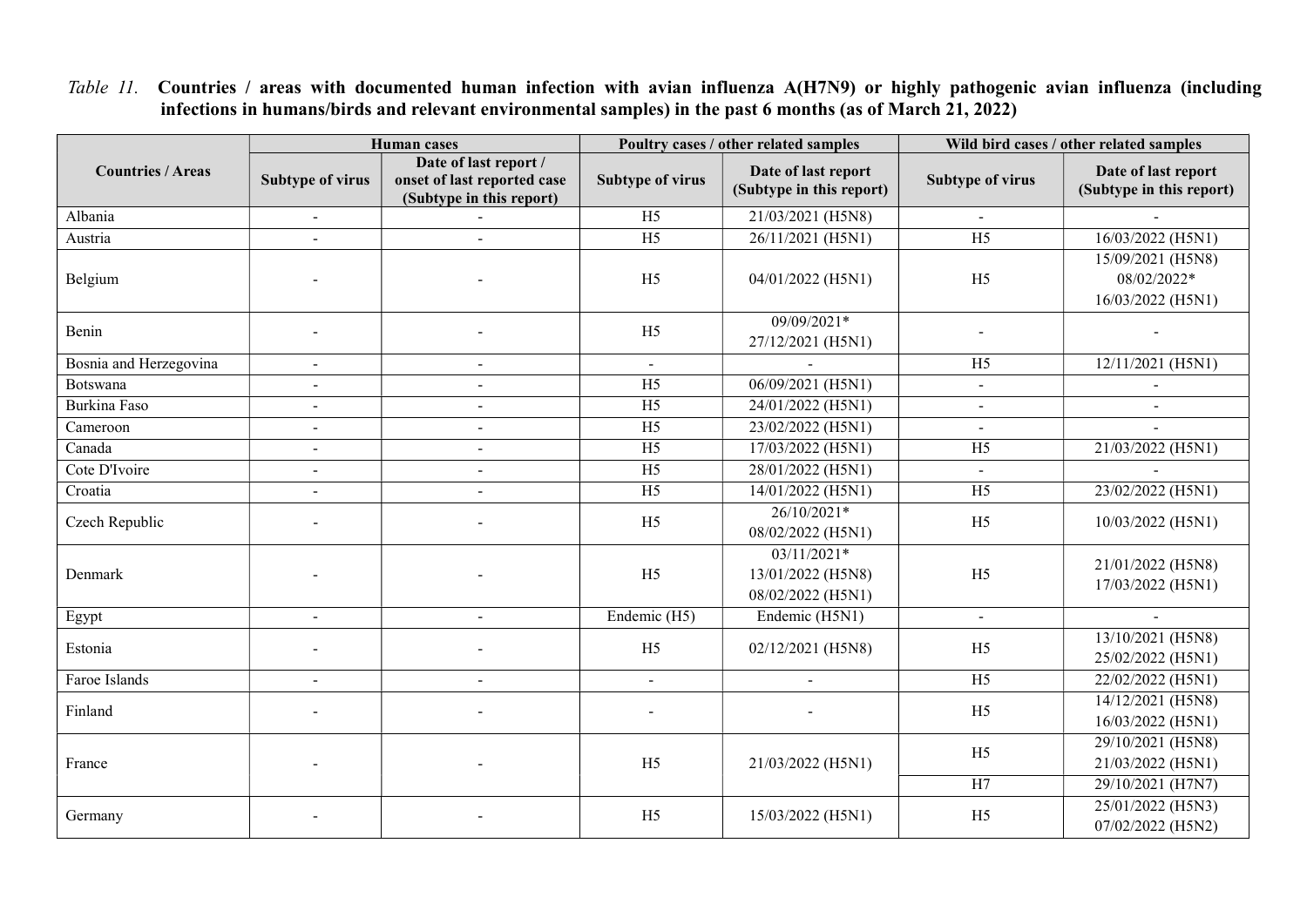*Table 11.* **Countries / areas with documented human infection with avian influenza A(H7N9) or highly pathogenic avian influenza (including infections in humans/birds and relevant environmental samples) in the past 6 months (as of March 21, 2022)**

| Countries / Areas | Human cases | | Poultry cases / other related samples | | Wild bird cases / other related samples | |
|---|---|---|---|---|---|---|
| | Subtype of virus | Date of last report / onset of last reported case (Subtype in this report) | Subtype of virus | Date of last report (Subtype in this report) | Subtype of virus | Date of last report (Subtype in this report) |
| Albania | - | - | H5 | 21/03/2021 (H5N8) | - | - |
| Austria | - | - | H5 | 26/11/2021 (H5N1) | H5 | 16/03/2022 (H5N1) |
| Belgium | - | - | H5 | 04/01/2022 (H5N1) | H5 | 15/09/2021 (H5N8)<br>08/02/2022*<br>16/03/2022 (H5N1) |
| Benin | - | - | H5 | 09/09/2021*<br>27/12/2021 (H5N1) | - | - |
| Bosnia and Herzegovina | - | - | - | - | H5 | 12/11/2021 (H5N1) |
| Botswana | - | - | H5 | 06/09/2021 (H5N1) | - | - |
| Burkina Faso | - | - | H5 | 24/01/2022 (H5N1) | - | - |
| Cameroon | - | - | H5 | 23/02/2022 (H5N1) | - | - |
| Canada | - | - | H5 | 17/03/2022 (H5N1) | H5 | 21/03/2022 (H5N1) |
| Cote D'Ivoire | - | - | H5 | 28/01/2022 (H5N1) | - | - |
| Croatia | - | - | H5 | 14/01/2022 (H5N1) | H5 | 23/02/2022 (H5N1) |
| Czech Republic | - | - | H5 | 26/10/2021*<br>08/02/2022 (H5N1) | H5 | 10/03/2022 (H5N1) |
| Denmark | - | - | H5 | 03/11/2021*<br>13/01/2022 (H5N8)<br>08/02/2022 (H5N1) | H5 | 21/01/2022 (H5N8)<br>17/03/2022 (H5N1) |
| Egypt | - | - | Endemic (H5) | Endemic (H5N1) | - | - |
| Estonia | - | - | H5 | 02/12/2021 (H5N8) | H5 | 13/10/2021 (H5N8)<br>25/02/2022 (H5N1) |
| Faroe Islands | - | - | - | - | H5 | 22/02/2022 (H5N1) |
| Finland | - | - | - | - | H5 | 14/12/2021 (H5N8)<br>16/03/2022 (H5N1) |
| France | - | - | H5 | 21/03/2022 (H5N1) | H5 | 29/10/2021 (H5N8)<br>21/03/2022 (H5N1) |
| | | | | | H7 | 29/10/2021 (H7N7) |
| Germany | - | - | H5 | 15/03/2022 (H5N1) | H5 | 25/01/2022 (H5N3)<br>07/02/2022 (H5N2) |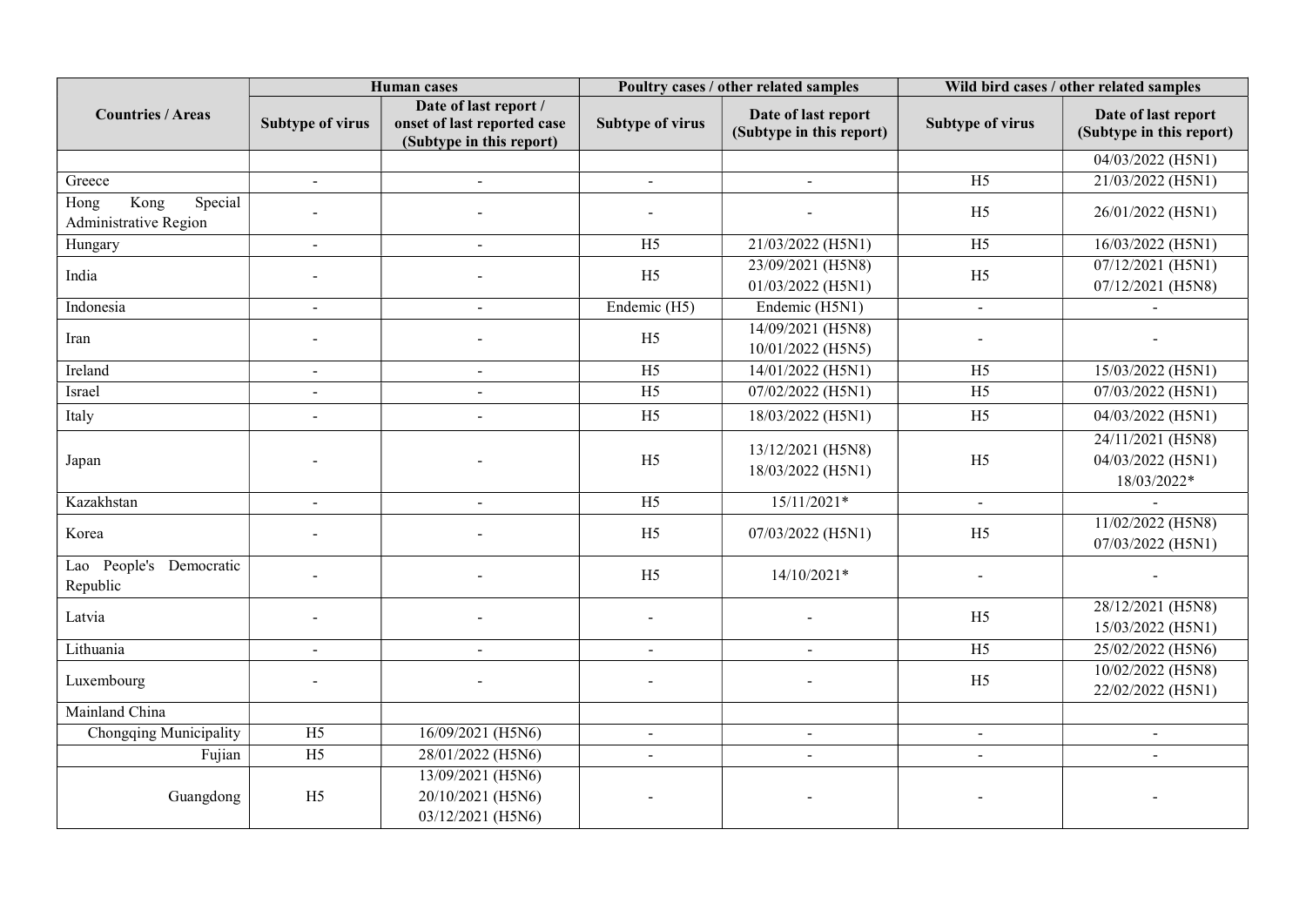| Countries / Areas | Human cases | | Poultry cases / other related samples | | Wild bird cases / other related samples | |
|---|---|---|---|---|---|---|
| | Subtype of virus | Date of last report / onset of last reported case (Subtype in this report) | Subtype of virus | Date of last report (Subtype in this report) | Subtype of virus | Date of last report (Subtype in this report) |
| | | | | | | 04/03/2022 (H5N1) |
| Greece | - | - | - | - | H5 | 21/03/2022 (H5N1) |
| Hong Kong Special Administrative Region | - | - | - | - | H5 | 26/01/2022 (H5N1) |
| Hungary | - | - | H5 | 21/03/2022 (H5N1) | H5 | 16/03/2022 (H5N1) |
| India | - | - | H5 | 23/09/2021 (H5N8)<br>01/03/2022 (H5N1) | H5 | 07/12/2021 (H5N1)<br>07/12/2021 (H5N8) |
| Indonesia | - | - | Endemic (H5) | Endemic (H5N1) | - | - |
| Iran | - | - | H5 | 14/09/2021 (H5N8)<br>10/01/2022 (H5N5) | - | - |
| Ireland | - | - | H5 | 14/01/2022 (H5N1) | H5 | 15/03/2022 (H5N1) |
| Israel | - | - | H5 | 07/02/2022 (H5N1) | H5 | 07/03/2022 (H5N1) |
| Italy | - | - | H5 | 18/03/2022 (H5N1) | H5 | 04/03/2022 (H5N1) |
| Japan | - | - | H5 | 13/12/2021 (H5N8)<br>18/03/2022 (H5N1) | H5 | 24/11/2021 (H5N8)<br>04/03/2022 (H5N1)<br>18/03/2022* |
| Kazakhstan | - | - | H5 | 15/11/2021* | - | - |
| Korea | - | - | H5 | 07/03/2022 (H5N1) | H5 | 11/02/2022 (H5N8)<br>07/03/2022 (H5N1) |
| Lao People's Democratic Republic | - | - | H5 | 14/10/2021* | - | - |
| Latvia | - | - | - | - | H5 | 28/12/2021 (H5N8)<br>15/03/2022 (H5N1) |
| Lithuania | - | - | - | - | H5 | 25/02/2022 (H5N6) |
| Luxembourg | - | - | - | - | H5 | 10/02/2022 (H5N8)<br>22/02/2022 (H5N1) |
| Mainland China | | | | | | |
| Chongqing Municipality | H5 | 16/09/2021 (H5N6) | - | - | - | - |
| Fujian | H5 | 28/01/2022 (H5N6) | - | - | - | - |
| Guangdong | H5 | 13/09/2021 (H5N6)<br>20/10/2021 (H5N6)<br>03/12/2021 (H5N6) | - | - | - | - |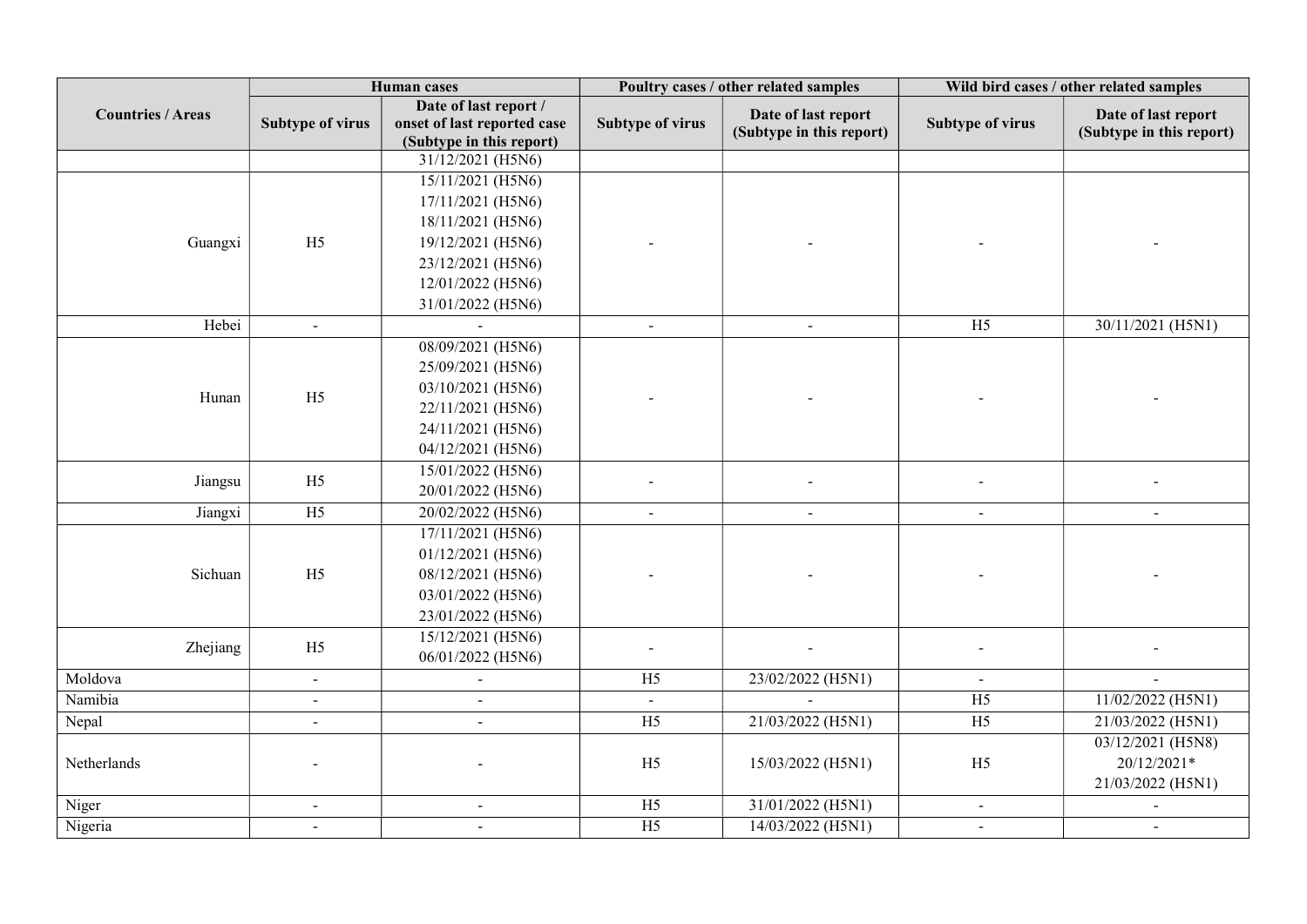| Countries / Areas | Human cases | | Poultry cases / other related samples | | Wild bird cases / other related samples | |
|---|---|---|---|---|---|---|
| | Subtype of virus | Date of last report / onset of last reported case (Subtype in this report) | Subtype of virus | Date of last report (Subtype in this report) | Subtype of virus | Date of last report (Subtype in this report) |
| | | 31/12/2021 (H5N6) | | | | |
| Guangxi | H5 | 15/11/2021 (H5N6)<br>17/11/2021 (H5N6)<br>18/11/2021 (H5N6)<br>19/12/2021 (H5N6)<br>23/12/2021 (H5N6)<br>12/01/2022 (H5N6)<br>31/01/2022 (H5N6) | - | - | - | - |
| Hebei | - | - | - | - | H5 | 30/11/2021 (H5N1) |
| Hunan | H5 | 08/09/2021 (H5N6)<br>25/09/2021 (H5N6)<br>03/10/2021 (H5N6)<br>22/11/2021 (H5N6)<br>24/11/2021 (H5N6)<br>04/12/2021 (H5N6) | - | - | - | - |
| Jiangsu | H5 | 15/01/2022 (H5N6)<br>20/01/2022 (H5N6) | - | - | - | - |
| Jiangxi | H5 | 20/02/2022 (H5N6) | - | - | - | - |
| Sichuan | H5 | 17/11/2021 (H5N6)<br>01/12/2021 (H5N6)<br>08/12/2021 (H5N6)<br>03/01/2022 (H5N6)<br>23/01/2022 (H5N6) | - | - | - | - |
| Zhejiang | H5 | 15/12/2021 (H5N6)<br>06/01/2022 (H5N6) | - | - | - | - |
| Moldova | - | - | H5 | 23/02/2022 (H5N1) | - | - |
| Namibia | - | - | - | - | H5 | 11/02/2022 (H5N1) |
| Nepal | - | - | H5 | 21/03/2022 (H5N1) | H5 | 21/03/2022 (H5N1) |
| Netherlands | - | - | H5 | 15/03/2022 (H5N1) | H5 | 03/12/2021 (H5N8)<br>20/12/2021*<br>21/03/2022 (H5N1) |
| Niger | - | - | H5 | 31/01/2022 (H5N1) | - | - |
| Nigeria | - | - | H5 | 14/03/2022 (H5N1) | - | - |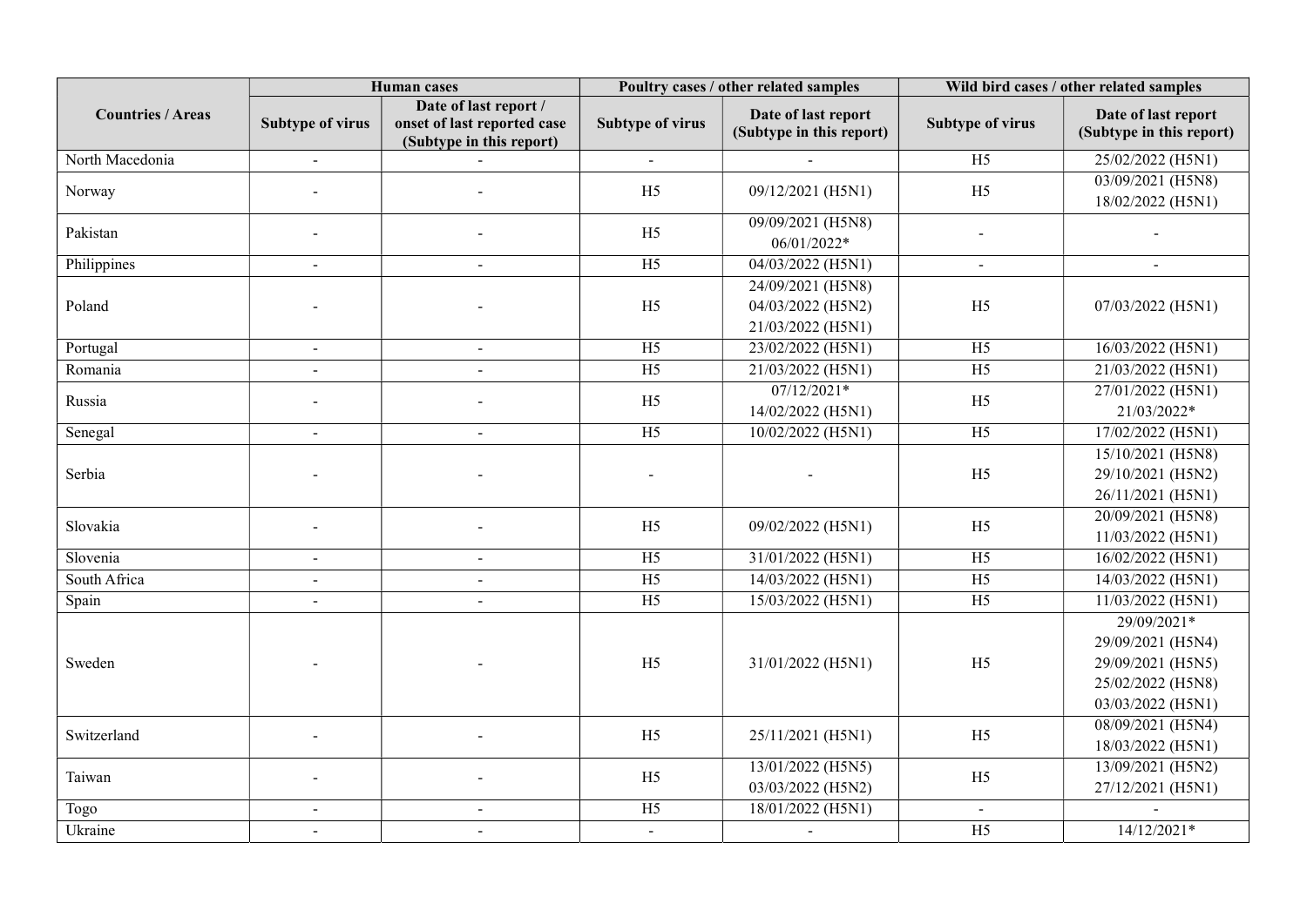| Countries / Areas | Human cases | | Poultry cases / other related samples | | Wild bird cases / other related samples | |
|---|---|---|---|---|---|---|
| | Subtype of virus | Date of last report / onset of last reported case (Subtype in this report) | Subtype of virus | Date of last report (Subtype in this report) | Subtype of virus | Date of last report (Subtype in this report) |
| North Macedonia | - | - | - | - | H5 | 25/02/2022 (H5N1) |
| Norway | - | - | H5 | 09/12/2021 (H5N1) | H5 | 03/09/2021 (H5N8)<br>18/02/2022 (H5N1) |
| Pakistan | - | - | H5 | 09/09/2021 (H5N8)<br>06/01/2022* | - | - |
| Philippines | - | - | H5 | 04/03/2022 (H5N1) | - | - |
| Poland | - | - | H5 | 24/09/2021 (H5N8)<br>04/03/2022 (H5N2)<br>21/03/2022 (H5N1) | H5 | 07/03/2022 (H5N1) |
| Portugal | - | - | H5 | 23/02/2022 (H5N1) | H5 | 16/03/2022 (H5N1) |
| Romania | - | - | H5 | 21/03/2022 (H5N1) | H5 | 21/03/2022 (H5N1) |
| Russia | - | - | H5 | 07/12/2021*<br>14/02/2022 (H5N1) | H5 | 27/01/2022 (H5N1)<br>21/03/2022* |
| Senegal | - | - | H5 | 10/02/2022 (H5N1) | H5 | 17/02/2022 (H5N1) |
| Serbia | - | - | - | - | H5 | 15/10/2021 (H5N8)<br>29/10/2021 (H5N2)<br>26/11/2021 (H5N1) |
| Slovakia | - | - | H5 | 09/02/2022 (H5N1) | H5 | 20/09/2021 (H5N8)<br>11/03/2022 (H5N1) |
| Slovenia | - | - | H5 | 31/01/2022 (H5N1) | H5 | 16/02/2022 (H5N1) |
| South Africa | - | - | H5 | 14/03/2022 (H5N1) | H5 | 14/03/2022 (H5N1) |
| Spain | - | - | H5 | 15/03/2022 (H5N1) | H5 | 11/03/2022 (H5N1) |
| Sweden | - | - | H5 | 31/01/2022 (H5N1) | H5 | 29/09/2021*<br>29/09/2021 (H5N4)<br>29/09/2021 (H5N5)<br>25/02/2022 (H5N8)<br>03/03/2022 (H5N1) |
| Switzerland | - | - | H5 | 25/11/2021 (H5N1) | H5 | 08/09/2021 (H5N4)<br>18/03/2022 (H5N1) |
| Taiwan | - | - | H5 | 13/01/2022 (H5N5)<br>03/03/2022 (H5N2) | H5 | 13/09/2021 (H5N2)<br>27/12/2021 (H5N1) |
| Togo | - | - | H5 | 18/01/2022 (H5N1) | - | - |
| Ukraine | - | - | - | - | H5 | 14/12/2021* |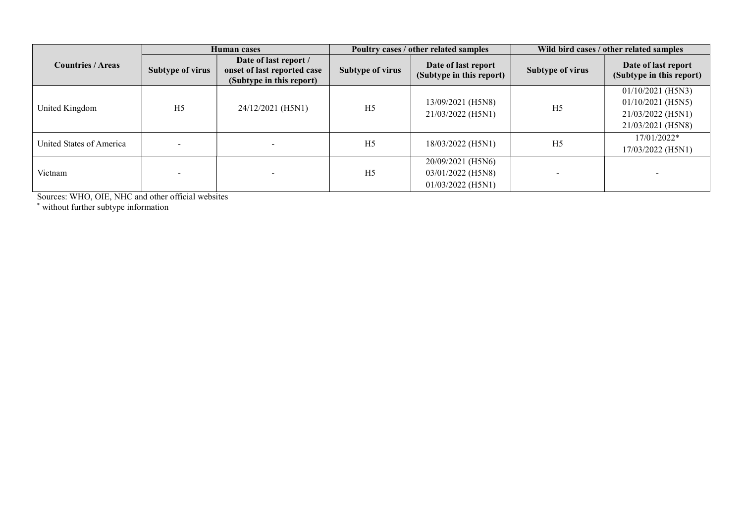| Countries / Areas | Human cases | | Poultry cases / other related samples | | Wild bird cases / other related samples | |
|---|---|---|---|---|---|---|
| | Subtype of virus | Date of last report / onset of last reported case (Subtype in this report) | Subtype of virus | Date of last report (Subtype in this report) | Subtype of virus | Date of last report (Subtype in this report) |
| United Kingdom | H5 | 24/12/2021 (H5N1) | H5 | 13/09/2021 (H5N8)<br>21/03/2022 (H5N1) | H5 | 01/10/2021 (H5N3)<br>01/10/2021 (H5N5)<br>21/03/2022 (H5N1)<br>21/03/2021 (H5N8) |
| United States of America | - | - | H5 | 18/03/2022 (H5N1) | H5 | 17/01/2022*<br>17/03/2022 (H5N1) |
| Vietnam | - | - | H5 | 20/09/2021 (H5N6)<br>03/01/2022 (H5N8)<br>01/03/2022 (H5N1) | - | - |

Sources: WHO, OIE, NHC and other official websites

* without further subtype information